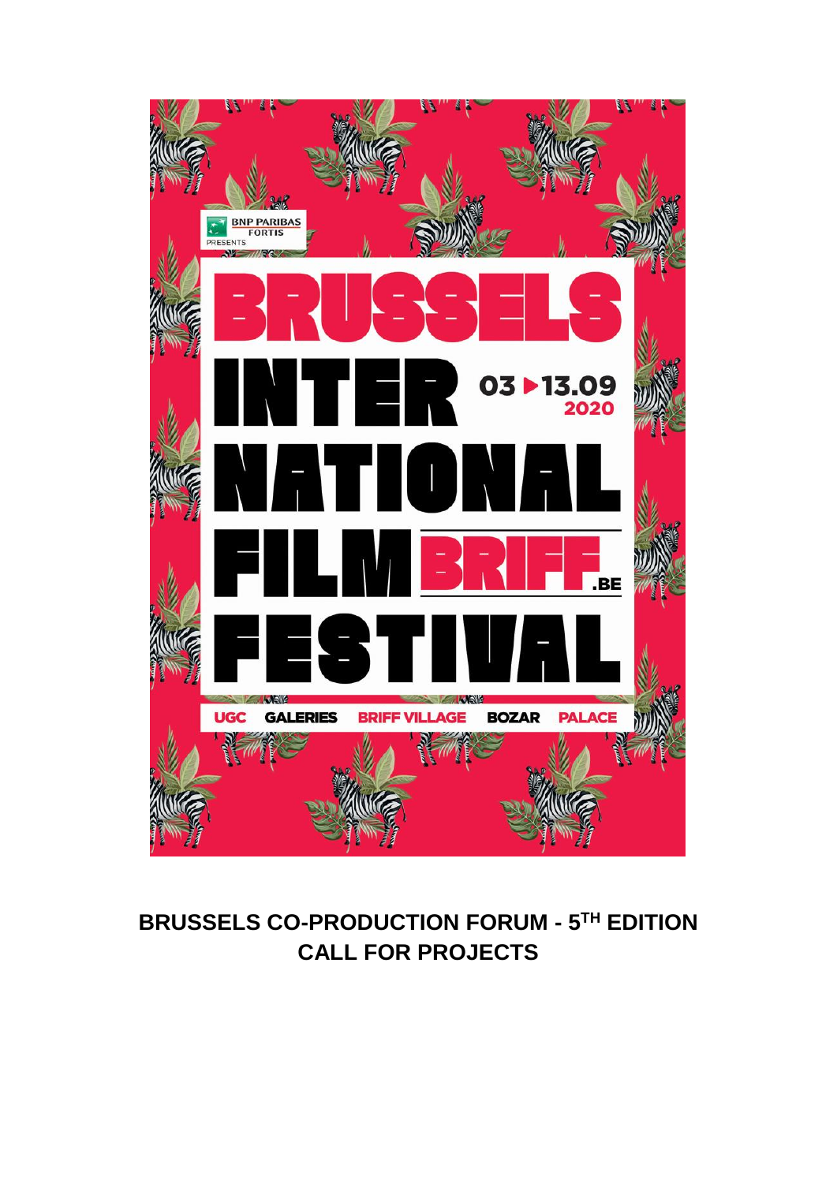BNP PARIBAS FORTIS PRESENTS

# BRUSSELS INTERNATIONAL FILM FESTIVAL

03 ▶ 13.09 2020

BRIFF.BE

UGC GALERIES BRIFF VILLAGE BOZAR PALACE

## BRUSSELS CO-PRODUCTION FORUM - 5TH EDITION
## CALL FOR PROJECTS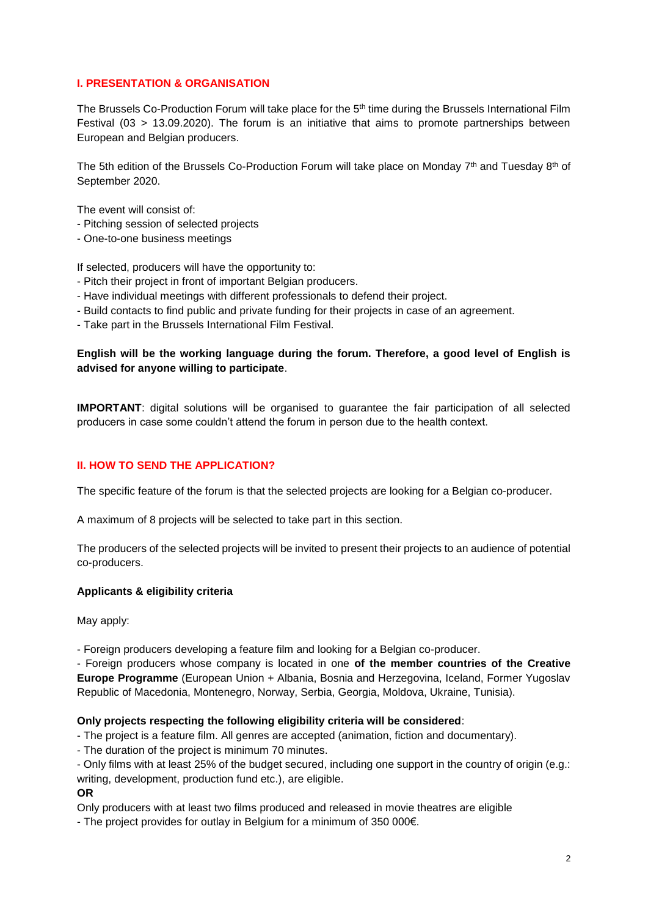## I. PRESENTATION & ORGANISATION

The Brussels Co-Production Forum will take place for the 5th time during the Brussels International Film Festival (03 > 13.09.2020). The forum is an initiative that aims to promote partnerships between European and Belgian producers.

The 5th edition of the Brussels Co-Production Forum will take place on Monday 7th and Tuesday 8th of September 2020.

The event will consist of:
- Pitching session of selected projects
- One-to-one business meetings

If selected, producers will have the opportunity to:
- Pitch their project in front of important Belgian producers.
- Have individual meetings with different professionals to defend their project.
- Build contacts to find public and private funding for their projects in case of an agreement.
- Take part in the Brussels International Film Festival.

**English will be the working language during the forum. Therefore, a good level of English is advised for anyone willing to participate**.

**IMPORTANT**: digital solutions will be organised to guarantee the fair participation of all selected producers in case some couldn't attend the forum in person due to the health context.

## II. HOW TO SEND THE APPLICATION?

The specific feature of the forum is that the selected projects are looking for a Belgian co-producer.

A maximum of 8 projects will be selected to take part in this section.

The producers of the selected projects will be invited to present their projects to an audience of potential co-producers.

### Applicants & eligibility criteria

May apply:

- Foreign producers developing a feature film and looking for a Belgian co-producer.
- Foreign producers whose company is located in one **of the member countries of the Creative Europe Programme** (European Union + Albania, Bosnia and Herzegovina, Iceland, Former Yugoslav Republic of Macedonia, Montenegro, Norway, Serbia, Georgia, Moldova, Ukraine, Tunisia).

**Only projects respecting the following eligibility criteria will be considered**:
- The project is a feature film. All genres are accepted (animation, fiction and documentary).
- The duration of the project is minimum 70 minutes.
- Only films with at least 25% of the budget secured, including one support in the country of origin (e.g.: writing, development, production fund etc.), are eligible.

**OR**

Only producers with at least two films produced and released in movie theatres are eligible
- The project provides for outlay in Belgium for a minimum of 350 000€.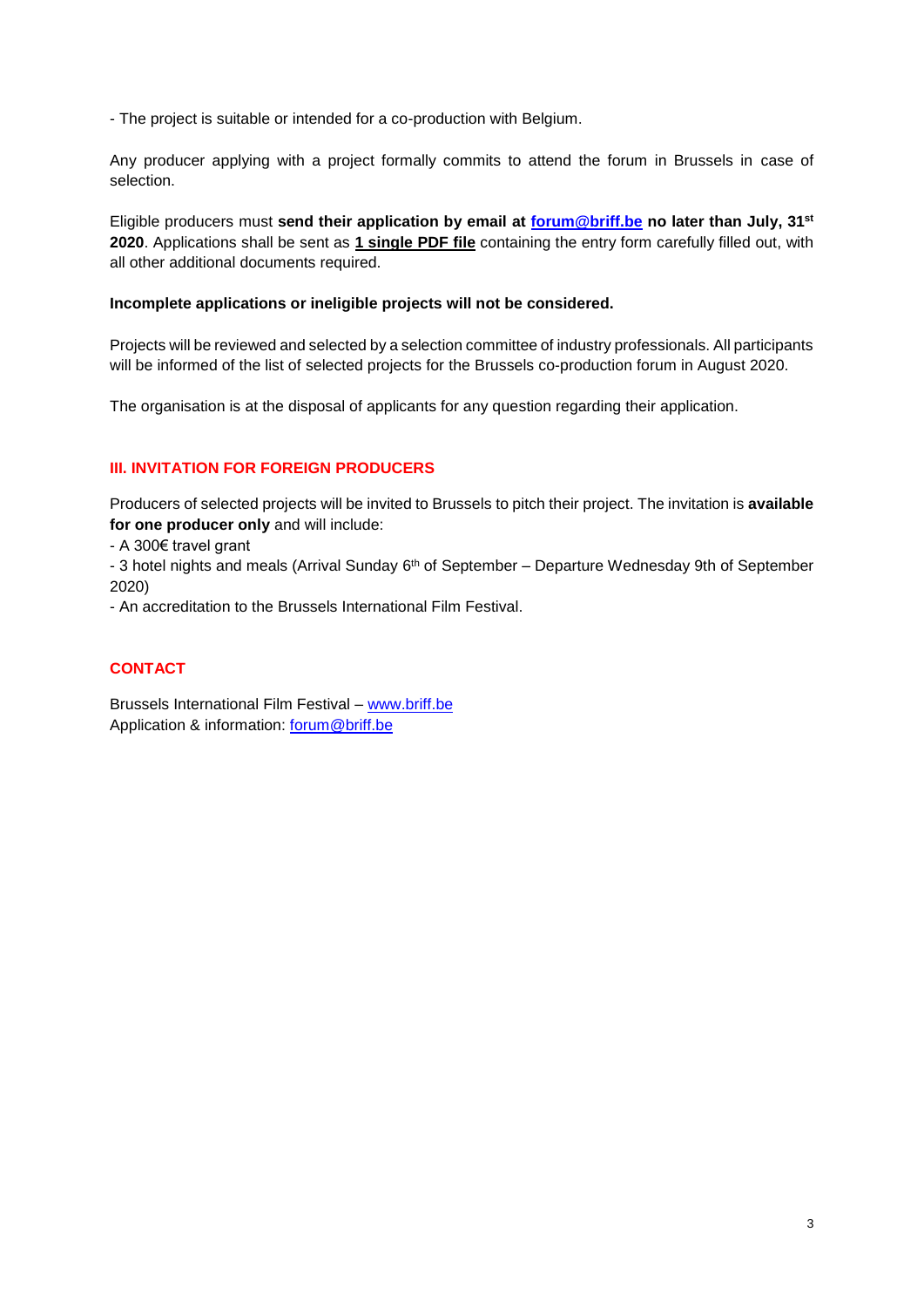- The project is suitable or intended for a co-production with Belgium.

Any producer applying with a project formally commits to attend the forum in Brussels in case of selection.

Eligible producers must **send their application by email at [forum@briff.be](mailto:forum@briff.be) no later than July, 31st 2020**. Applications shall be sent as **1 single PDF file** containing the entry form carefully filled out, with all other additional documents required.

**Incomplete applications or ineligible projects will not be considered.**

Projects will be reviewed and selected by a selection committee of industry professionals. All participants will be informed of the list of selected projects for the Brussels co-production forum in August 2020.

The organisation is at the disposal of applicants for any question regarding their application.

## III. INVITATION FOR FOREIGN PRODUCERS

Producers of selected projects will be invited to Brussels to pitch their project. The invitation is **available for one producer only** and will include:

- A 300€ travel grant
- 3 hotel nights and meals (Arrival Sunday 6th of September – Departure Wednesday 9th of September 2020)
- An accreditation to the Brussels International Film Festival.

## CONTACT

Brussels International Film Festival – [www.briff.be](http://www.briff.be)
Application & information: [forum@briff.be](mailto:forum@briff.be)